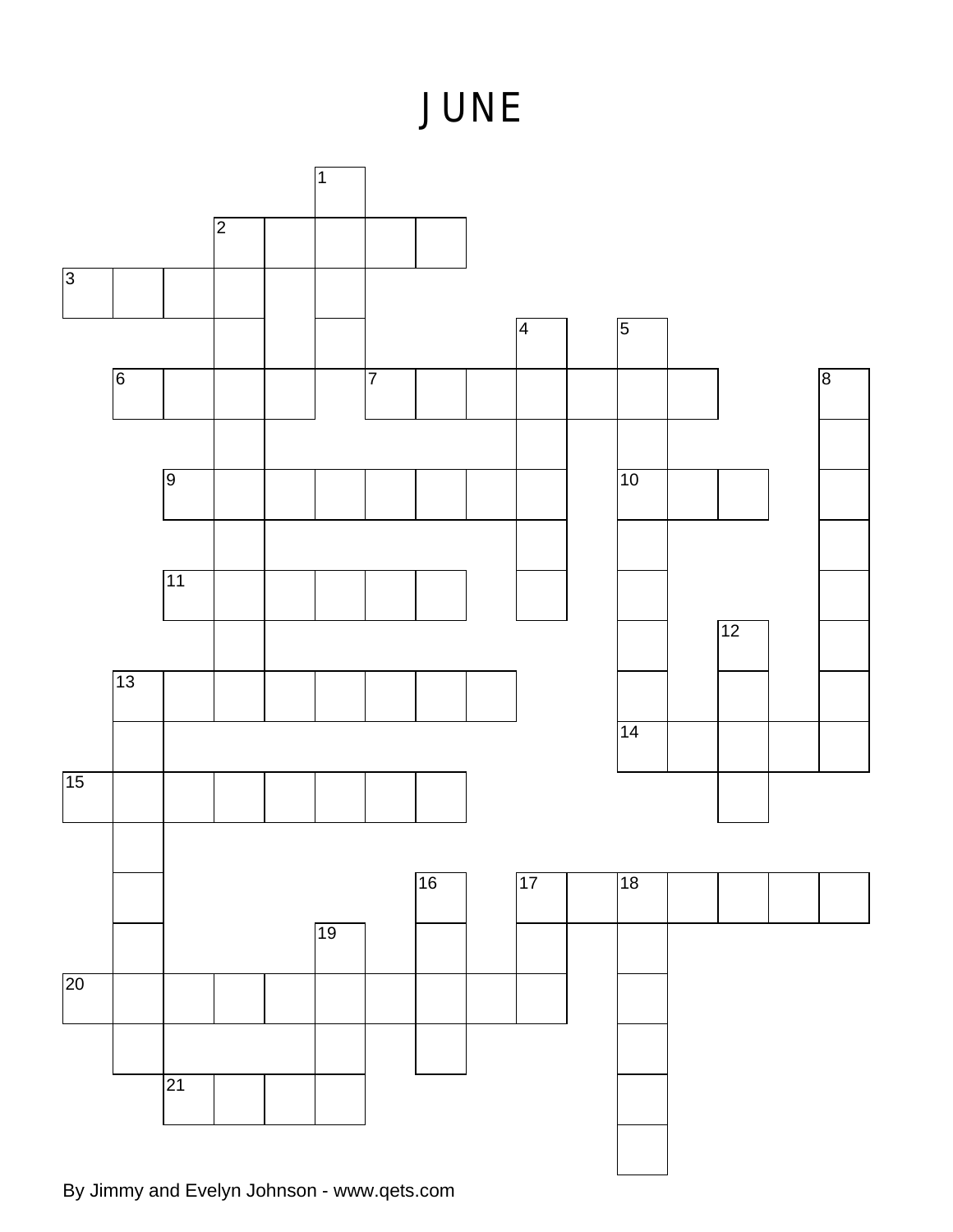# JUNE

By Jimmy and Evelyn Johnson - www.qets.com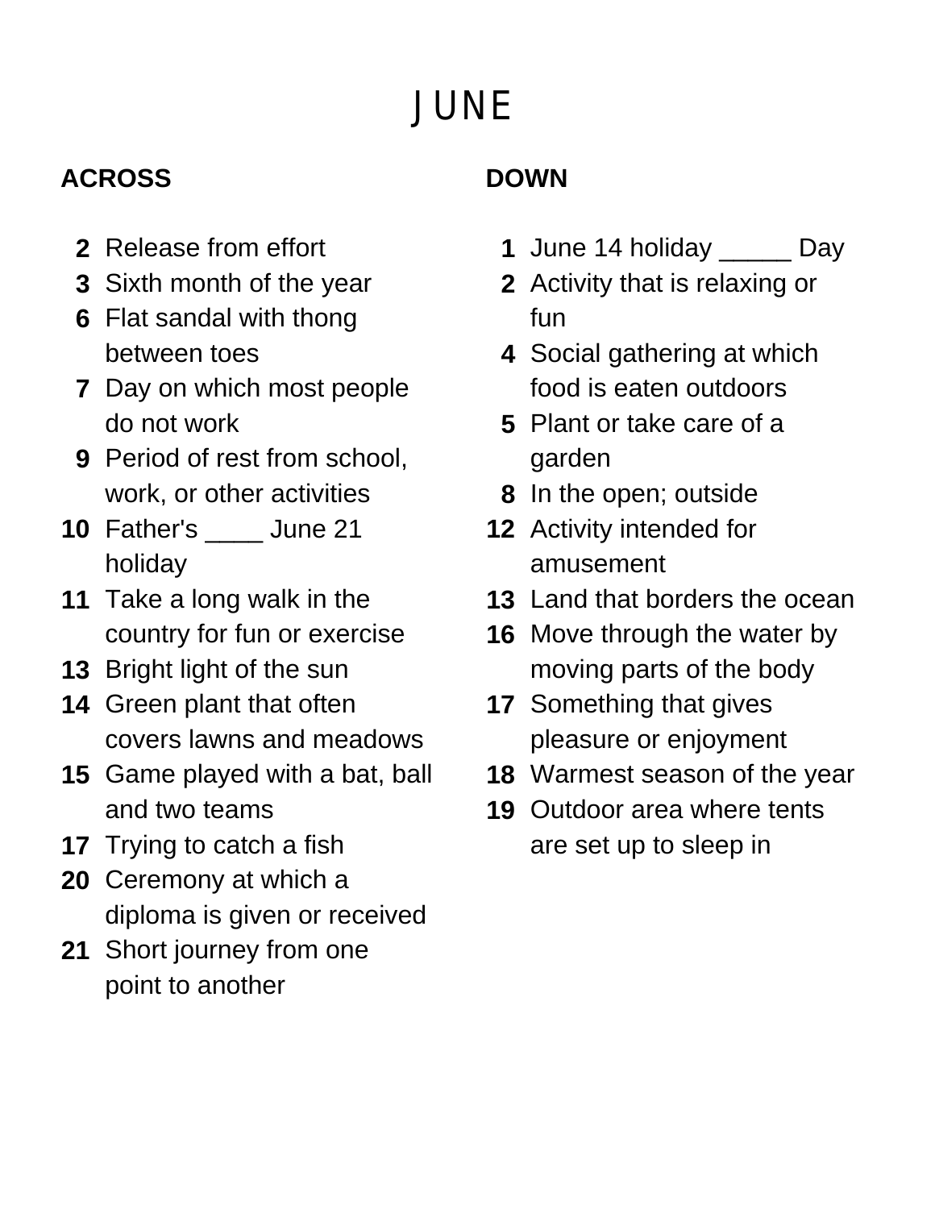# JUNE

## ACROSS

**2** Release from effort

**3** Sixth month of the year

**6** Flat sandal with thong between toes

**7** Day on which most people do not work

**9** Period of rest from school, work, or other activities

**10** Father's ____ June 21 holiday

**11** Take a long walk in the country for fun or exercise

**13** Bright light of the sun

**14** Green plant that often covers lawns and meadows

**15** Game played with a bat, ball and two teams

**17** Trying to catch a fish

**20** Ceremony at which a diploma is given or received

**21** Short journey from one point to another

## DOWN

**1** June 14 holiday _____ Day

**2** Activity that is relaxing or fun

**4** Social gathering at which food is eaten outdoors

**5** Plant or take care of a garden

**8** In the open; outside

**12** Activity intended for amusement

**13** Land that borders the ocean

**16** Move through the water by moving parts of the body

**17** Something that gives pleasure or enjoyment

**18** Warmest season of the year

**19** Outdoor area where tents are set up to sleep in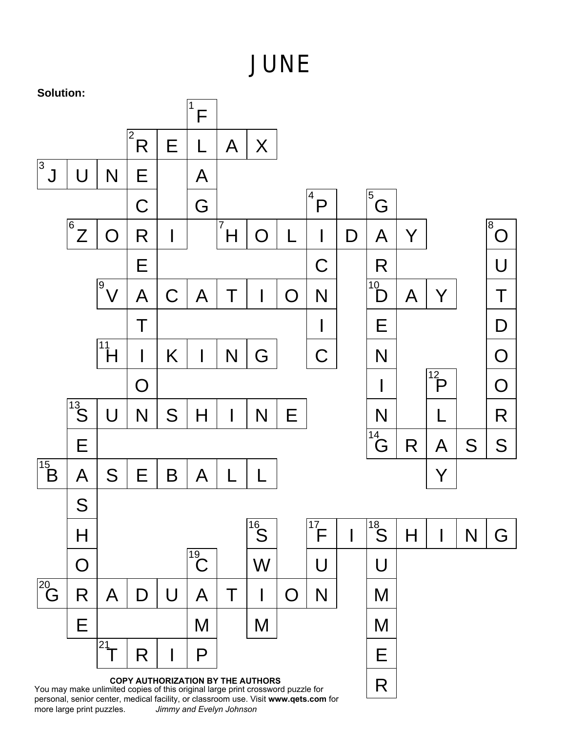# JUNE

**Solution:**

| | | | | | | | | | | | | | | | |
|---|---|---|---|---|---|---|---|---|---|---|---|---|---|---|---|
| | | | | | 1 F | | | | | | | | | | |
| | | | 2 R | E | L | A | X | | | | | | | | |
| 3 J | U | N | E | | A | | | | | | | | | | |
| | | | C | | G | | | | 4 P | | 5 G | | | | |
| | 6 Z | O | R | I | | 7 H | O | L | I | D | A | Y | | | 8 O |
| | | | E | | | | | | C | | R | | | | U |
| | | 9 V | A | C | A | T | I | O | N | | 10 D | A | Y | | T |
| | | | T | | | | | | I | | E | | | | D |
| | | 11 H | I | K | I | N | G | | C | | N | | | | O |
| | | | O | | | | | | | | I | | 12 P | | O |
| | 13 S | U | N | S | H | I | N | E | | | N | | L | | R |
| | E | | | | | | | | | | 14 G | R | A | S | S |
| 15 B | A | S | E | B | A | L | L | | | | | | Y | | |
| | S | | | | | | | | | | | | | | |
| | H | | | | | | 16 S | | 17 F | I | 18 S | H | I | N | G |
| | O | | | | 19 C | | W | | U | | U | | | | |
| 20 G | R | A | D | U | A | T | I | O | N | | M | | | | |
| | E | | | | M | | M | | | | M | | | | |
| | | 21 T | R | I | P | | | | | | E | | | | |
| | | | | | | | | | | | R | | | | |

**COPY AUTHORIZATION BY THE AUTHORS**
You may make unlimited copies of this original large print crossword puzzle for personal, senior center, medical facility, or classroom use. Visit **www.qets.com** for more large print puzzles. *Jimmy and Evelyn Johnson*